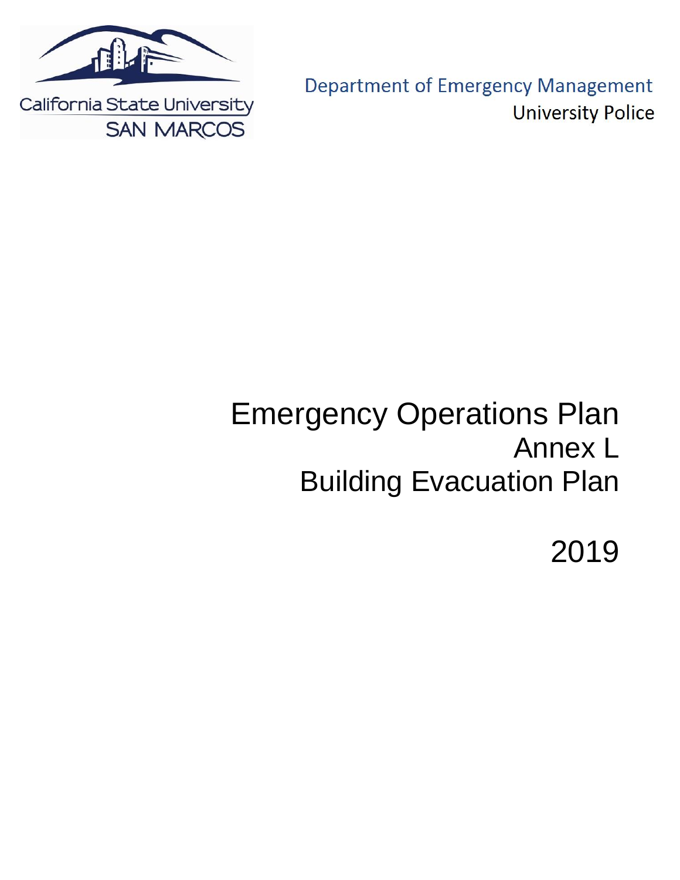California State University
SAN MARCOS

Department of Emergency Management
University Police

# Emergency Operations Plan
## Annex L
## Building Evacuation Plan

2019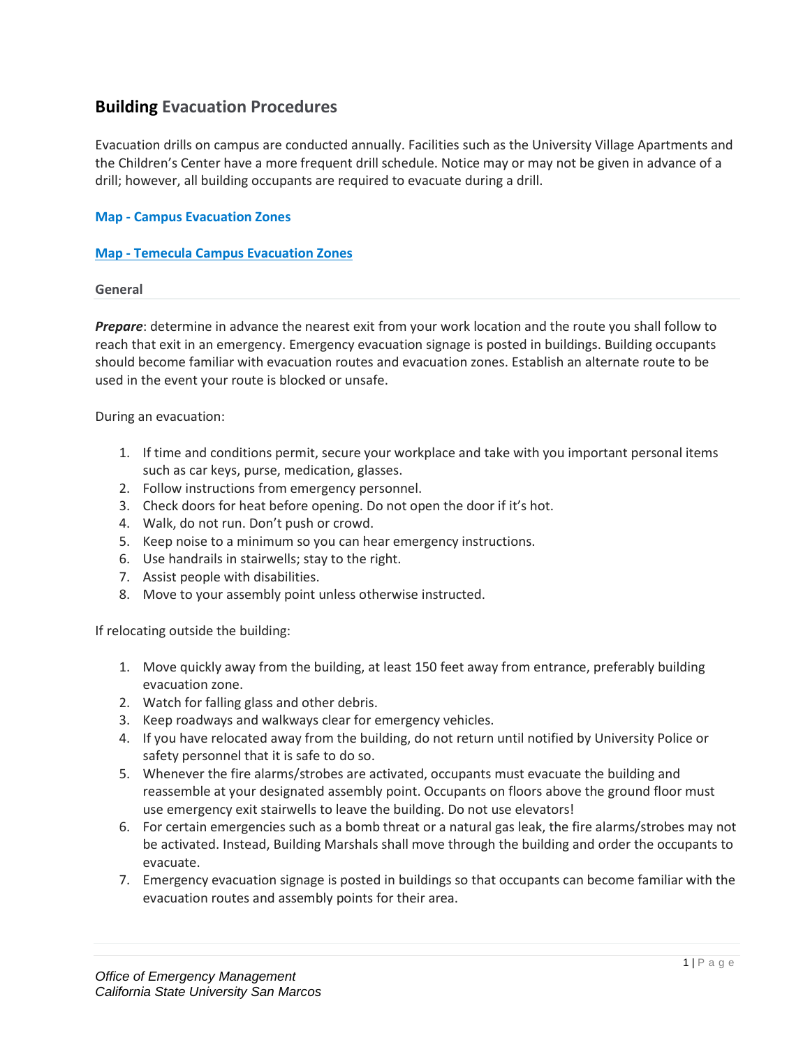# **Building** Evacuation Procedures

Evacuation drills on campus are conducted annually. Facilities such as the University Village Apartments and the Children's Center have a more frequent drill schedule. Notice may or may not be given in advance of a drill; however, all building occupants are required to evacuate during a drill.

**Map - Campus Evacuation Zones**

**Map - Temecula Campus Evacuation Zones**

### General

***Prepare***: determine in advance the nearest exit from your work location and the route you shall follow to reach that exit in an emergency. Emergency evacuation signage is posted in buildings. Building occupants should become familiar with evacuation routes and evacuation zones. Establish an alternate route to be used in the event your route is blocked or unsafe.

During an evacuation:

1. If time and conditions permit, secure your workplace and take with you important personal items such as car keys, purse, medication, glasses.
2. Follow instructions from emergency personnel.
3. Check doors for heat before opening. Do not open the door if it's hot.
4. Walk, do not run. Don't push or crowd.
5. Keep noise to a minimum so you can hear emergency instructions.
6. Use handrails in stairwells; stay to the right.
7. Assist people with disabilities.
8. Move to your assembly point unless otherwise instructed.

If relocating outside the building:

1. Move quickly away from the building, at least 150 feet away from entrance, preferably building evacuation zone.
2. Watch for falling glass and other debris.
3. Keep roadways and walkways clear for emergency vehicles.
4. If you have relocated away from the building, do not return until notified by University Police or safety personnel that it is safe to do so.
5. Whenever the fire alarms/strobes are activated, occupants must evacuate the building and reassemble at your designated assembly point. Occupants on floors above the ground floor must use emergency exit stairwells to leave the building. Do not use elevators!
6. For certain emergencies such as a bomb threat or a natural gas leak, the fire alarms/strobes may not be activated. Instead, Building Marshals shall move through the building and order the occupants to evacuate.
7. Emergency evacuation signage is posted in buildings so that occupants can become familiar with the evacuation routes and assembly points for their area.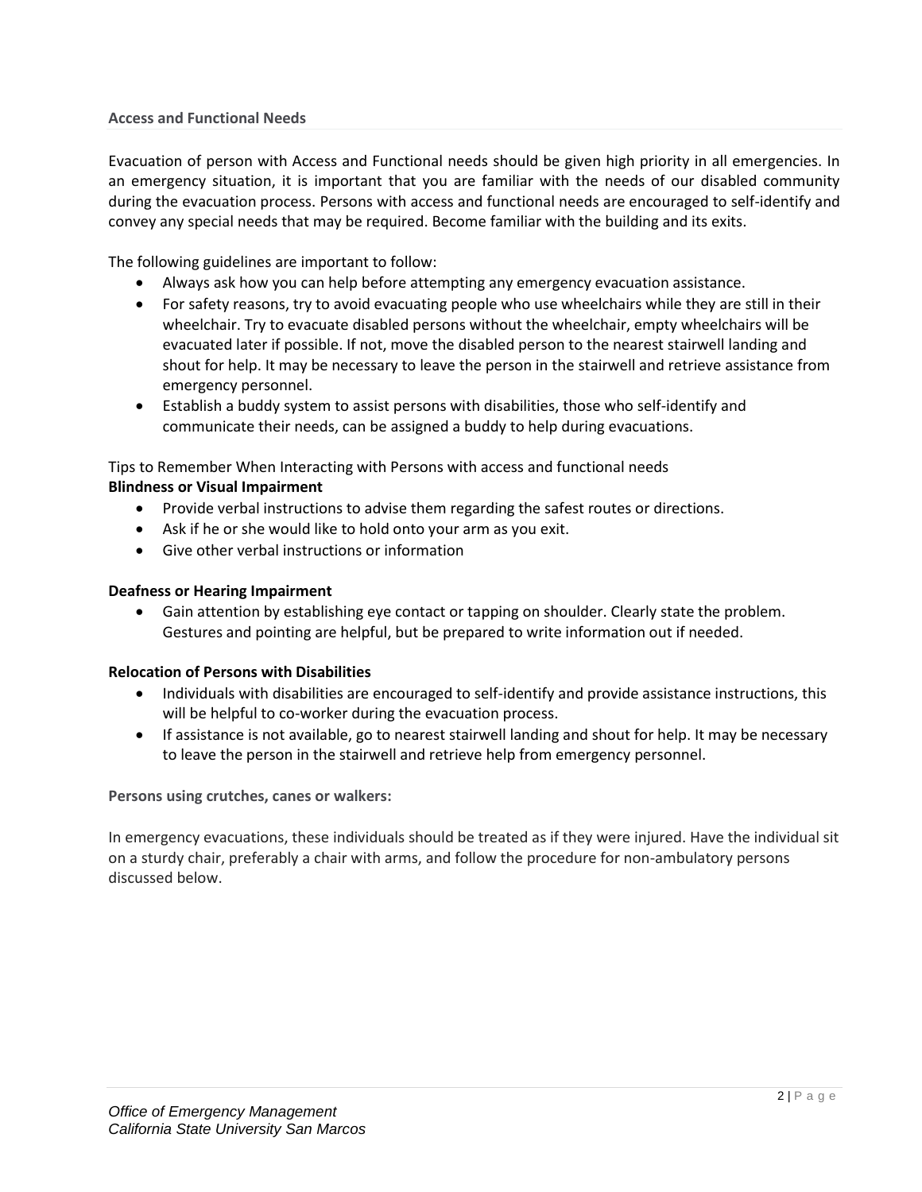### Access and Functional Needs

Evacuation of person with Access and Functional needs should be given high priority in all emergencies. In an emergency situation, it is important that you are familiar with the needs of our disabled community during the evacuation process. Persons with access and functional needs are encouraged to self-identify and convey any special needs that may be required. Become familiar with the building and its exits.

The following guidelines are important to follow:

- Always ask how you can help before attempting any emergency evacuation assistance.
- For safety reasons, try to avoid evacuating people who use wheelchairs while they are still in their wheelchair. Try to evacuate disabled persons without the wheelchair, empty wheelchairs will be evacuated later if possible. If not, move the disabled person to the nearest stairwell landing and shout for help. It may be necessary to leave the person in the stairwell and retrieve assistance from emergency personnel.
- Establish a buddy system to assist persons with disabilities, those who self-identify and communicate their needs, can be assigned a buddy to help during evacuations.

Tips to Remember When Interacting with Persons with access and functional needs

**Blindness or Visual Impairment**

- Provide verbal instructions to advise them regarding the safest routes or directions.
- Ask if he or she would like to hold onto your arm as you exit.
- Give other verbal instructions or information

**Deafness or Hearing Impairment**

- Gain attention by establishing eye contact or tapping on shoulder. Clearly state the problem. Gestures and pointing are helpful, but be prepared to write information out if needed.

**Relocation of Persons with Disabilities**

- Individuals with disabilities are encouraged to self-identify and provide assistance instructions, this will be helpful to co-worker during the evacuation process.
- If assistance is not available, go to nearest stairwell landing and shout for help. It may be necessary to leave the person in the stairwell and retrieve help from emergency personnel.

**Persons using crutches, canes or walkers:**

In emergency evacuations, these individuals should be treated as if they were injured. Have the individual sit on a sturdy chair, preferably a chair with arms, and follow the procedure for non-ambulatory persons discussed below.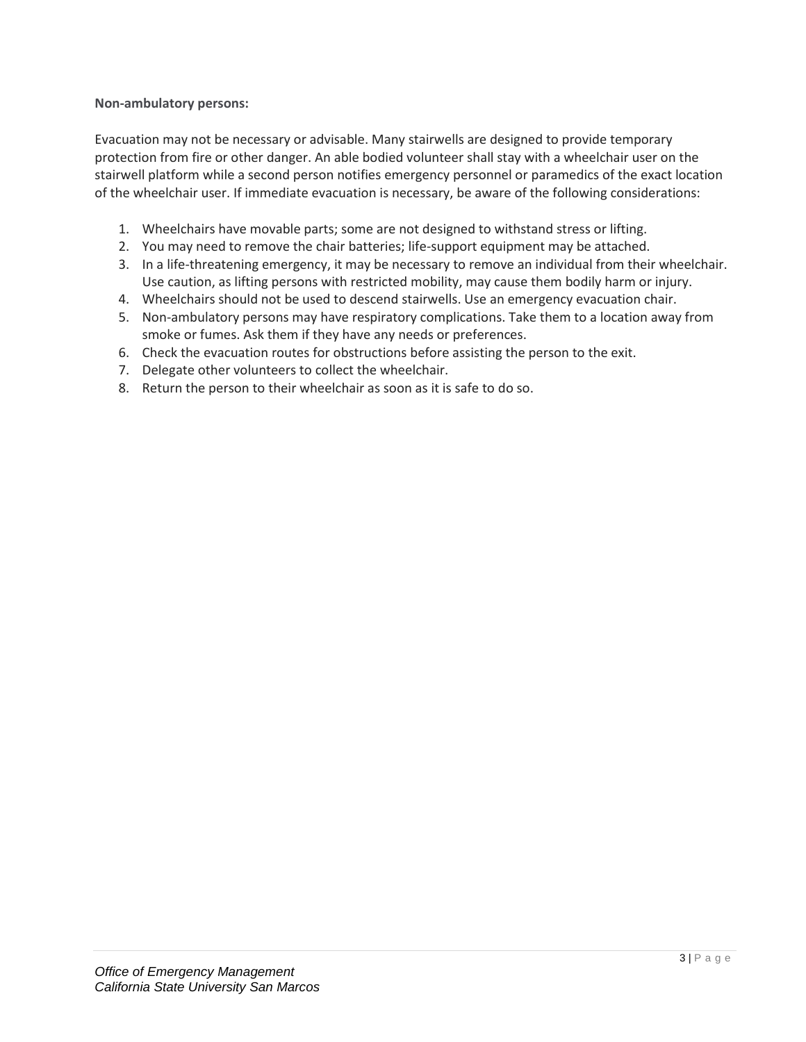**Non-ambulatory persons:**

Evacuation may not be necessary or advisable. Many stairwells are designed to provide temporary protection from fire or other danger. An able bodied volunteer shall stay with a wheelchair user on the stairwell platform while a second person notifies emergency personnel or paramedics of the exact location of the wheelchair user. If immediate evacuation is necessary, be aware of the following considerations:

1. Wheelchairs have movable parts; some are not designed to withstand stress or lifting.
2. You may need to remove the chair batteries; life-support equipment may be attached.
3. In a life-threatening emergency, it may be necessary to remove an individual from their wheelchair. Use caution, as lifting persons with restricted mobility, may cause them bodily harm or injury.
4. Wheelchairs should not be used to descend stairwells. Use an emergency evacuation chair.
5. Non-ambulatory persons may have respiratory complications. Take them to a location away from smoke or fumes. Ask them if they have any needs or preferences.
6. Check the evacuation routes for obstructions before assisting the person to the exit.
7. Delegate other volunteers to collect the wheelchair.
8. Return the person to their wheelchair as soon as it is safe to do so.